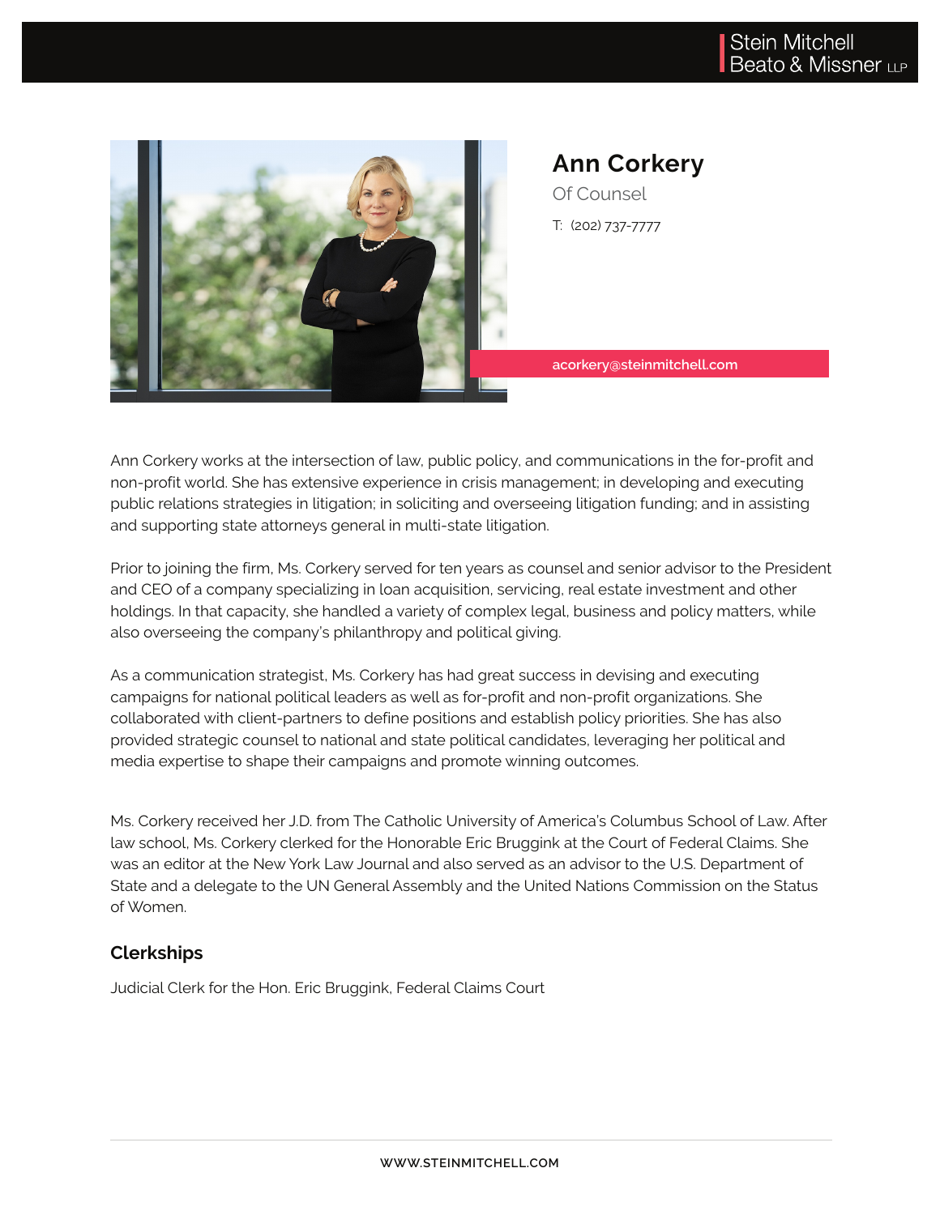# Ann Corkery

Of Counsel

T: (202) 737-7777

acorkery@steinmitchell.com

Ann Corkery works at the intersection of law, public policy, and communications in the for-profit and non-profit world. She has extensive experience in crisis management; in developing and executing public relations strategies in litigation; in soliciting and overseeing litigation funding; and in assisting and supporting state attorneys general in multi-state litigation.

Prior to joining the firm, Ms. Corkery served for ten years as counsel and senior advisor to the President and CEO of a company specializing in loan acquisition, servicing, real estate investment and other holdings. In that capacity, she handled a variety of complex legal, business and policy matters, while also overseeing the company's philanthropy and political giving.

As a communication strategist, Ms. Corkery has had great success in devising and executing campaigns for national political leaders as well as for-profit and non-profit organizations. She collaborated with client-partners to define positions and establish policy priorities. She has also provided strategic counsel to national and state political candidates, leveraging her political and media expertise to shape their campaigns and promote winning outcomes.

Ms. Corkery received her J.D. from The Catholic University of America's Columbus School of Law. After law school, Ms. Corkery clerked for the Honorable Eric Bruggink at the Court of Federal Claims. She was an editor at the New York Law Journal and also served as an advisor to the U.S. Department of State and a delegate to the UN General Assembly and the United Nations Commission on the Status of Women.

## Clerkships

Judicial Clerk for the Hon. Eric Bruggink, Federal Claims Court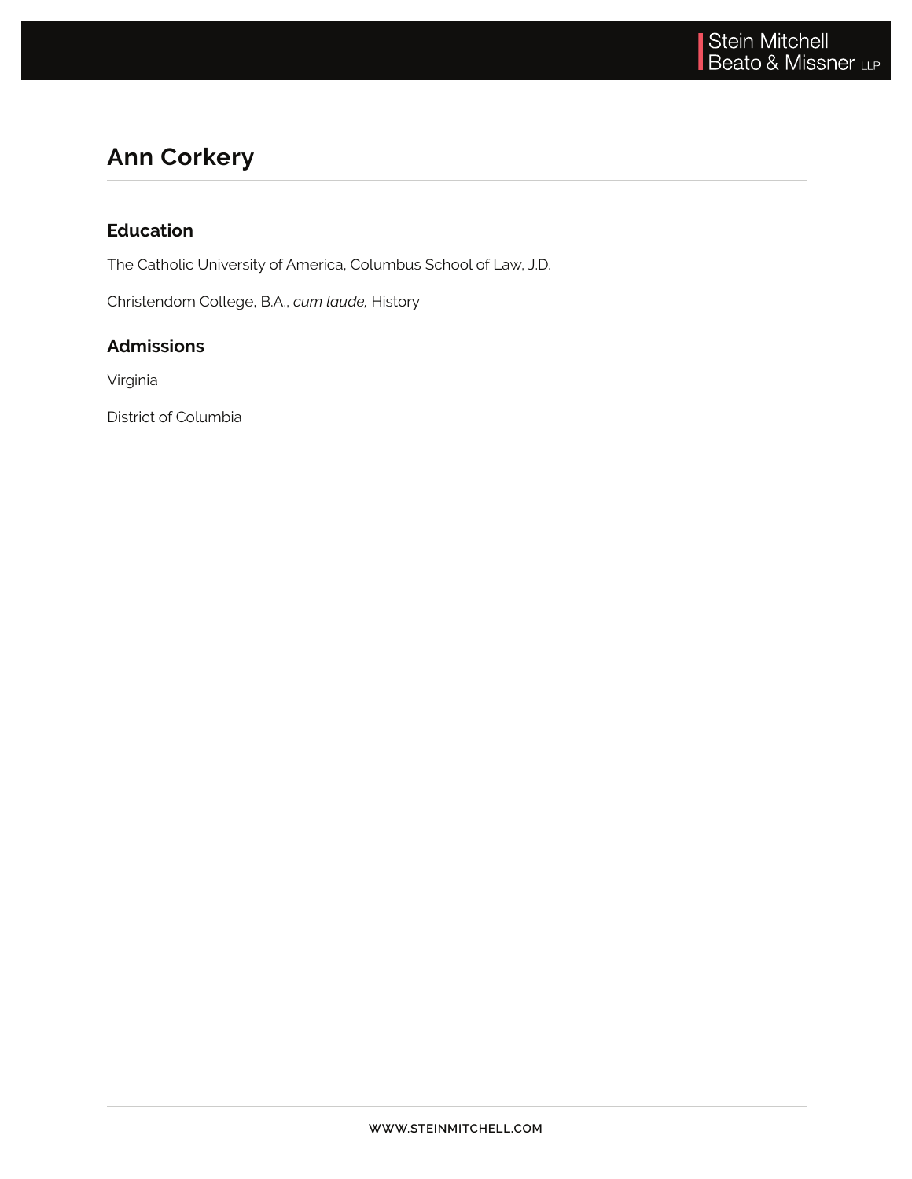# Ann Corkery

## Education

The Catholic University of America, Columbus School of Law, J.D.

Christendom College, B.A., *cum laude,* History

## Admissions

Virginia

District of Columbia